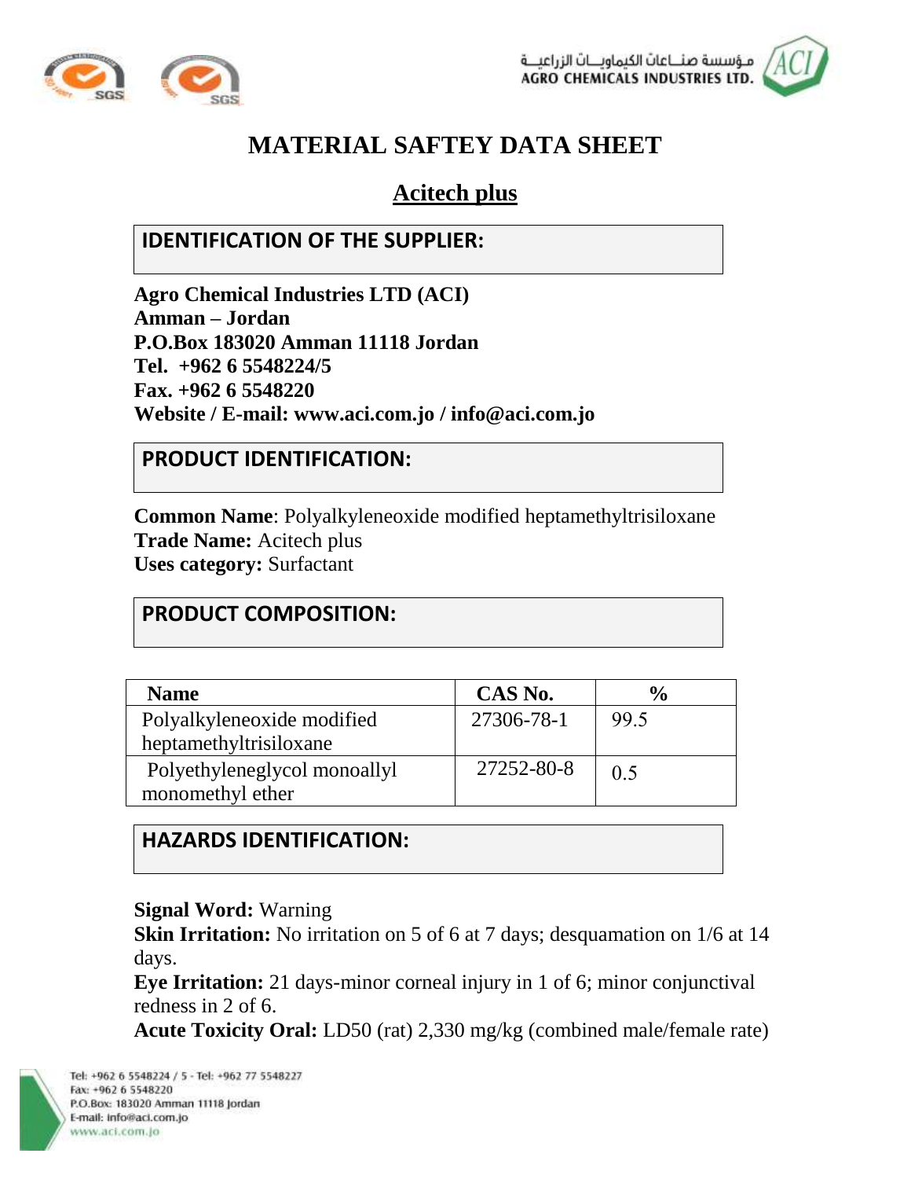# MATERIAL SAFTEY DATA SHEET

## Acitech plus

### IDENTIFICATION OF THE SUPPLIER:

**Agro Chemical Industries LTD (ACI)**
**Amman – Jordan**
**P.O.Box 183020 Amman 11118 Jordan**
**Tel. +962 6 5548224/5**
**Fax. +962 6 5548220**
**Website / E-mail: www.aci.com.jo / info@aci.com.jo**

### PRODUCT IDENTIFICATION:

**Common Name**: Polyalkyleneoxide modified heptamethyltrisiloxane
**Trade Name:** Acitech plus
**Uses category:** Surfactant

### PRODUCT COMPOSITION:

| Name | CAS No. | % |
|---|---|---|
| Polyalkyleneoxide modified heptamethyltrisiloxane | 27306-78-1 | 99.5 |
| Polyethyleneglycol monoallyl monomethyl ether | 27252-80-8 | 0.5 |

### HAZARDS IDENTIFICATION:

**Signal Word:** Warning
**Skin Irritation:** No irritation on 5 of 6 at 7 days; desquamation on 1/6 at 14 days.
**Eye Irritation:** 21 days-minor corneal injury in 1 of 6; minor conjunctival redness in 2 of 6.
**Acute Toxicity Oral:** LD50 (rat) 2,330 mg/kg (combined male/female rate)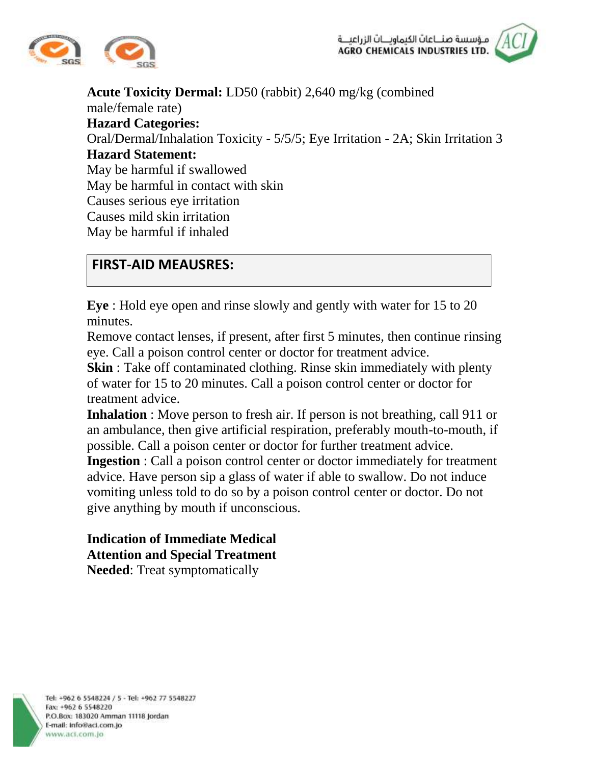**Acute Toxicity Dermal:** LD50 (rabbit) 2,640 mg/kg (combined male/female rate)

**Hazard Categories:**

Oral/Dermal/Inhalation Toxicity - 5/5/5; Eye Irritation - 2A; Skin Irritation 3

**Hazard Statement:**

May be harmful if swallowed
May be harmful in contact with skin
Causes serious eye irritation
Causes mild skin irritation
May be harmful if inhaled

## FIRST-AID MEAUSRES:

**Eye** : Hold eye open and rinse slowly and gently with water for 15 to 20 minutes.
Remove contact lenses, if present, after first 5 minutes, then continue rinsing eye. Call a poison control center or doctor for treatment advice.

**Skin** : Take off contaminated clothing. Rinse skin immediately with plenty of water for 15 to 20 minutes. Call a poison control center or doctor for treatment advice.

**Inhalation** : Move person to fresh air. If person is not breathing, call 911 or an ambulance, then give artificial respiration, preferably mouth-to-mouth, if possible. Call a poison center or doctor for further treatment advice.

**Ingestion** : Call a poison control center or doctor immediately for treatment advice. Have person sip a glass of water if able to swallow. Do not induce vomiting unless told to do so by a poison control center or doctor. Do not give anything by mouth if unconscious.

**Indication of Immediate Medical Attention and Special Treatment Needed**: Treat symptomatically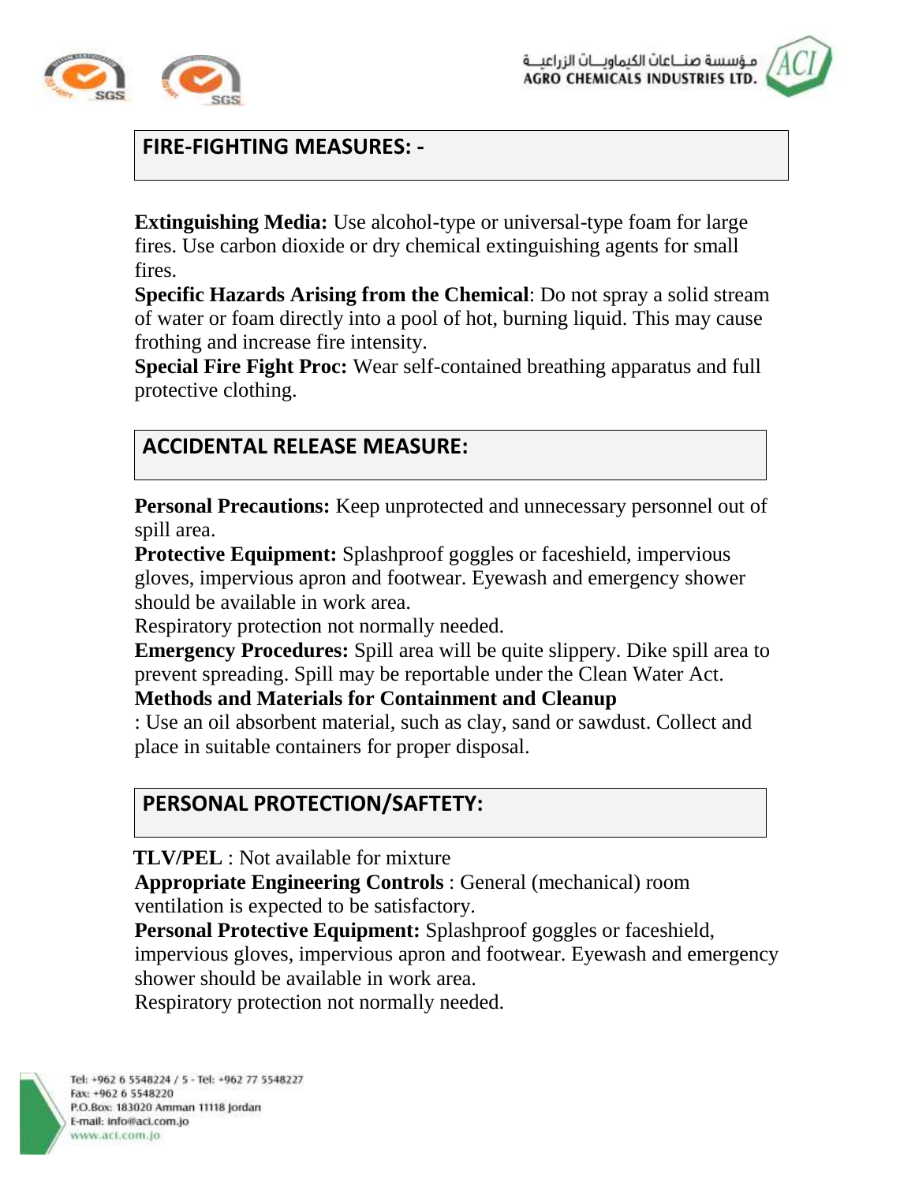## FIRE-FIGHTING MEASURES: -

**Extinguishing Media:** Use alcohol-type or universal-type foam for large fires. Use carbon dioxide or dry chemical extinguishing agents for small fires.

**Specific Hazards Arising from the Chemical**: Do not spray a solid stream of water or foam directly into a pool of hot, burning liquid. This may cause frothing and increase fire intensity.

**Special Fire Fight Proc:** Wear self-contained breathing apparatus and full protective clothing.

## ACCIDENTAL RELEASE MEASURE:

**Personal Precautions:** Keep unprotected and unnecessary personnel out of spill area.

**Protective Equipment:** Splashproof goggles or faceshield, impervious gloves, impervious apron and footwear. Eyewash and emergency shower should be available in work area.

Respiratory protection not normally needed.

**Emergency Procedures:** Spill area will be quite slippery. Dike spill area to prevent spreading. Spill may be reportable under the Clean Water Act.

**Methods and Materials for Containment and Cleanup**

: Use an oil absorbent material, such as clay, sand or sawdust. Collect and place in suitable containers for proper disposal.

## PERSONAL PROTECTION/SAFTETY:

**TLV/PEL** : Not available for mixture

**Appropriate Engineering Controls** : General (mechanical) room ventilation is expected to be satisfactory.

**Personal Protective Equipment:** Splashproof goggles or faceshield, impervious gloves, impervious apron and footwear. Eyewash and emergency shower should be available in work area.

Respiratory protection not normally needed.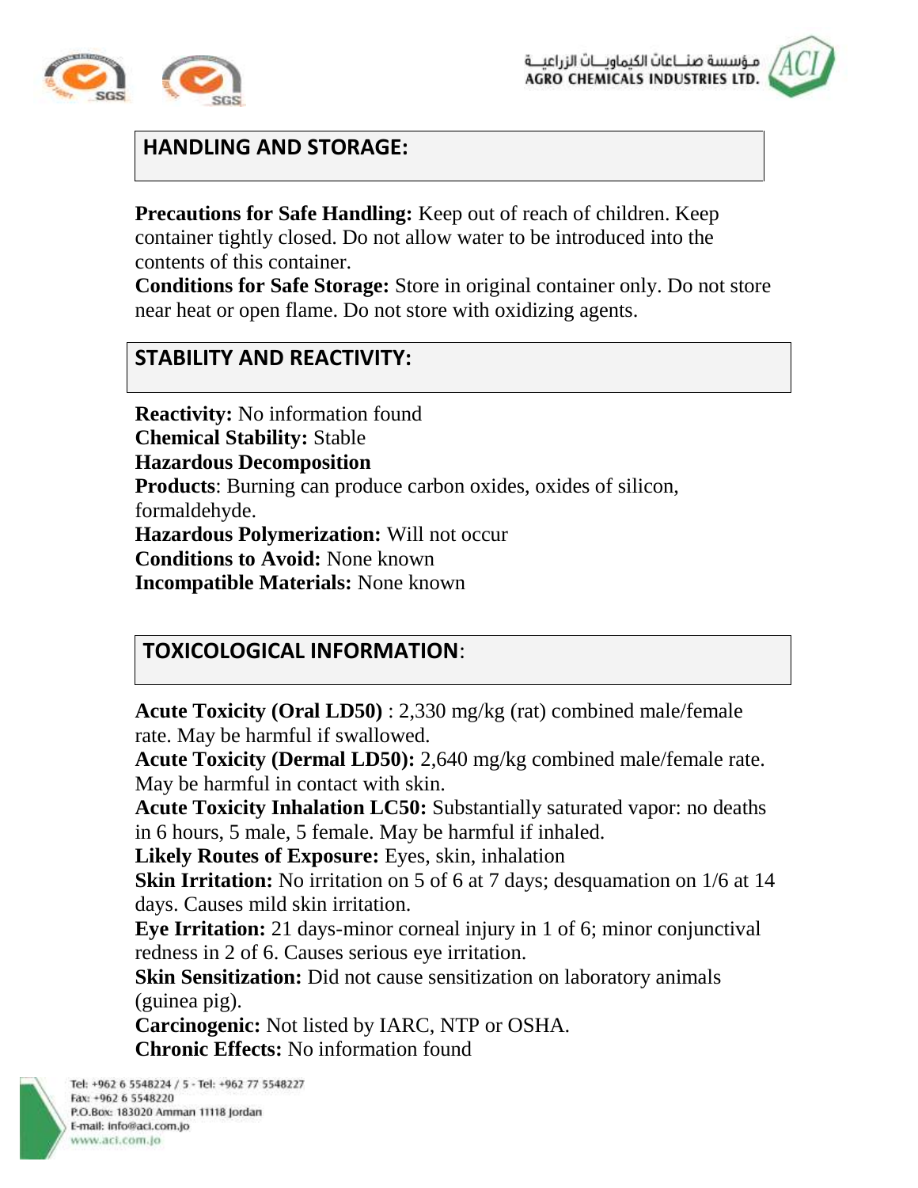## HANDLING AND STORAGE:

**Precautions for Safe Handling:** Keep out of reach of children. Keep container tightly closed. Do not allow water to be introduced into the contents of this container.
**Conditions for Safe Storage:** Store in original container only. Do not store near heat or open flame. Do not store with oxidizing agents.

## STABILITY AND REACTIVITY:

**Reactivity:** No information found
**Chemical Stability:** Stable
**Hazardous Decomposition**
**Products**: Burning can produce carbon oxides, oxides of silicon, formaldehyde.
**Hazardous Polymerization:** Will not occur
**Conditions to Avoid:** None known
**Incompatible Materials:** None known

## TOXICOLOGICAL INFORMATION:

**Acute Toxicity (Oral LD50)** : 2,330 mg/kg (rat) combined male/female rate. May be harmful if swallowed.
**Acute Toxicity (Dermal LD50):** 2,640 mg/kg combined male/female rate. May be harmful in contact with skin.
**Acute Toxicity Inhalation LC50:** Substantially saturated vapor: no deaths in 6 hours, 5 male, 5 female. May be harmful if inhaled.
**Likely Routes of Exposure:** Eyes, skin, inhalation
**Skin Irritation:** No irritation on 5 of 6 at 7 days; desquamation on 1/6 at 14 days. Causes mild skin irritation.
**Eye Irritation:** 21 days-minor corneal injury in 1 of 6; minor conjunctival redness in 2 of 6. Causes serious eye irritation.
**Skin Sensitization:** Did not cause sensitization on laboratory animals (guinea pig).
**Carcinogenic:** Not listed by IARC, NTP or OSHA.
**Chronic Effects:** No information found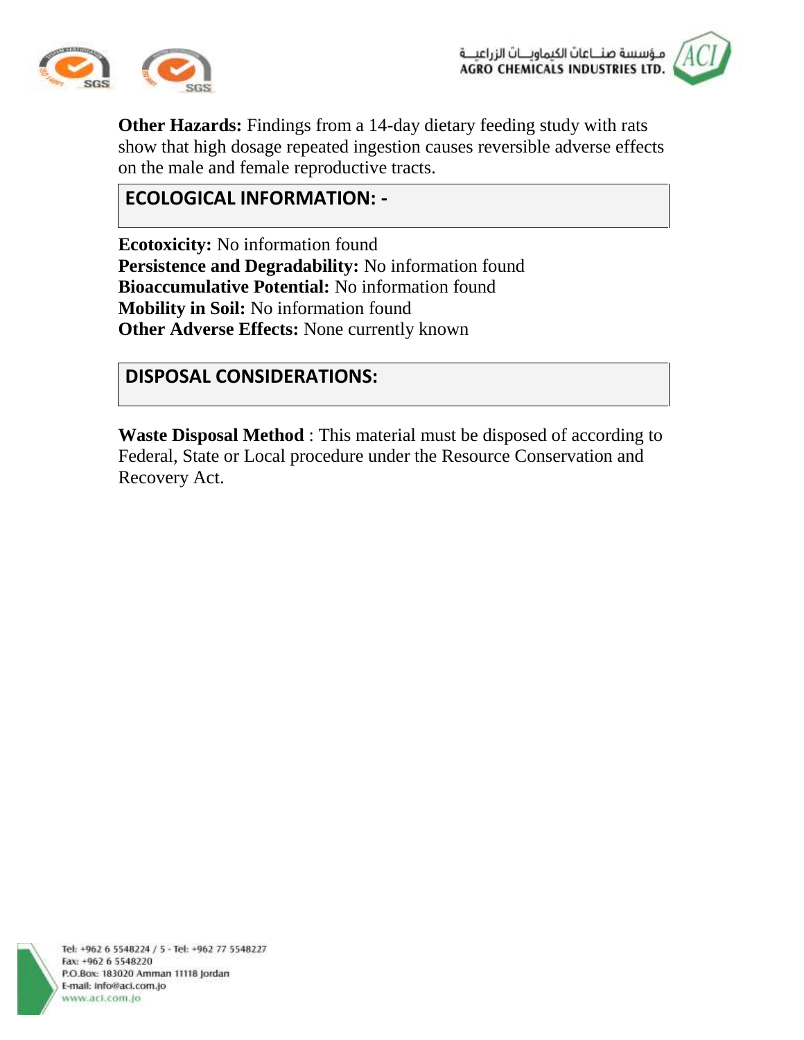**Other Hazards:** Findings from a 14-day dietary feeding study with rats show that high dosage repeated ingestion causes reversible adverse effects on the male and female reproductive tracts.

## ECOLOGICAL INFORMATION: -

**Ecotoxicity:** No information found
**Persistence and Degradability:** No information found
**Bioaccumulative Potential:** No information found
**Mobility in Soil:** No information found
**Other Adverse Effects:** None currently known

## DISPOSAL CONSIDERATIONS:

**Waste Disposal Method** : This material must be disposed of according to Federal, State or Local procedure under the Resource Conservation and Recovery Act.